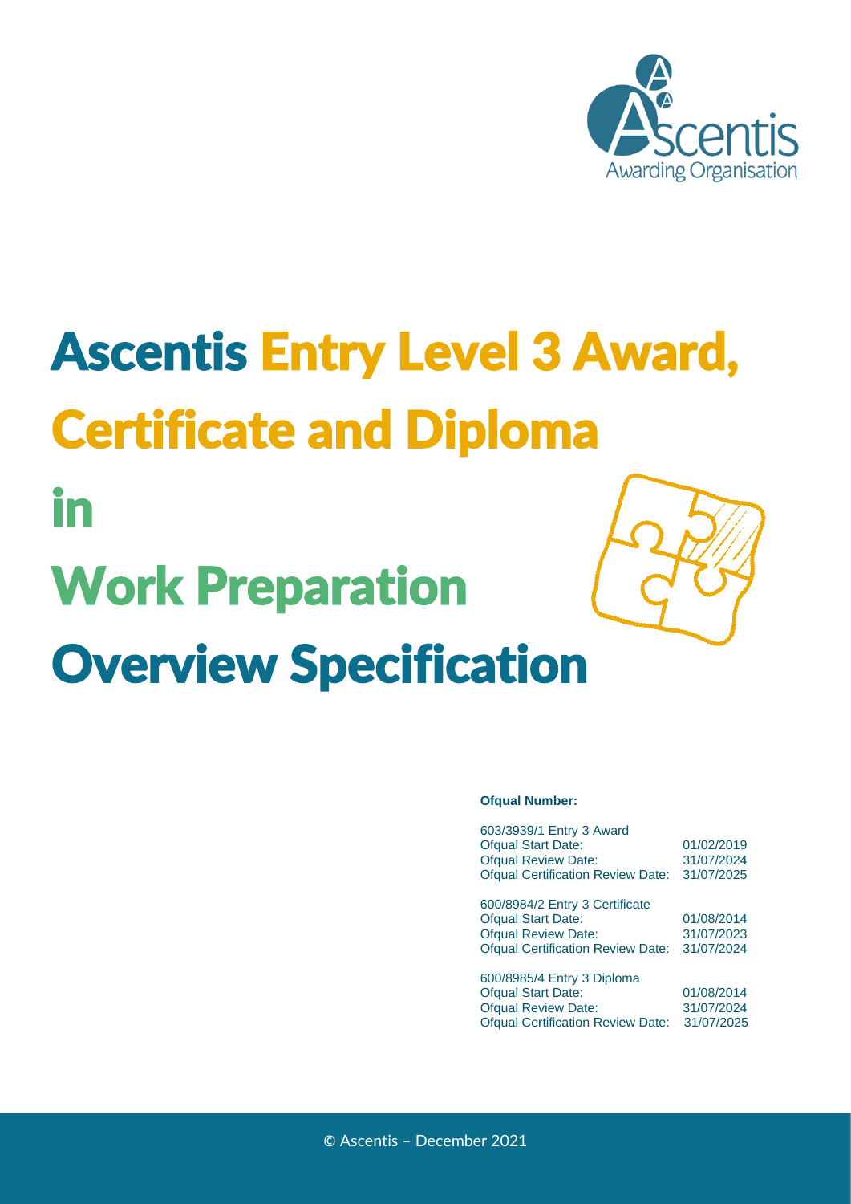Ascentis Awarding Organisation

# Ascentis Entry Level 3 Award, Certificate and Diploma in Work Preparation Overview Specification

**Ofqual Number:**

603/3939/1 Entry 3 Award
Ofqual Start Date: 01/02/2019
Ofqual Review Date: 31/07/2024
Ofqual Certification Review Date: 31/07/2025

600/8984/2 Entry 3 Certificate
Ofqual Start Date: 01/08/2014
Ofqual Review Date: 31/07/2023
Ofqual Certification Review Date: 31/07/2024

600/8985/4 Entry 3 Diploma
Ofqual Start Date: 01/08/2014
Ofqual Review Date: 31/07/2024
Ofqual Certification Review Date: 31/07/2025

© Ascentis – December 2021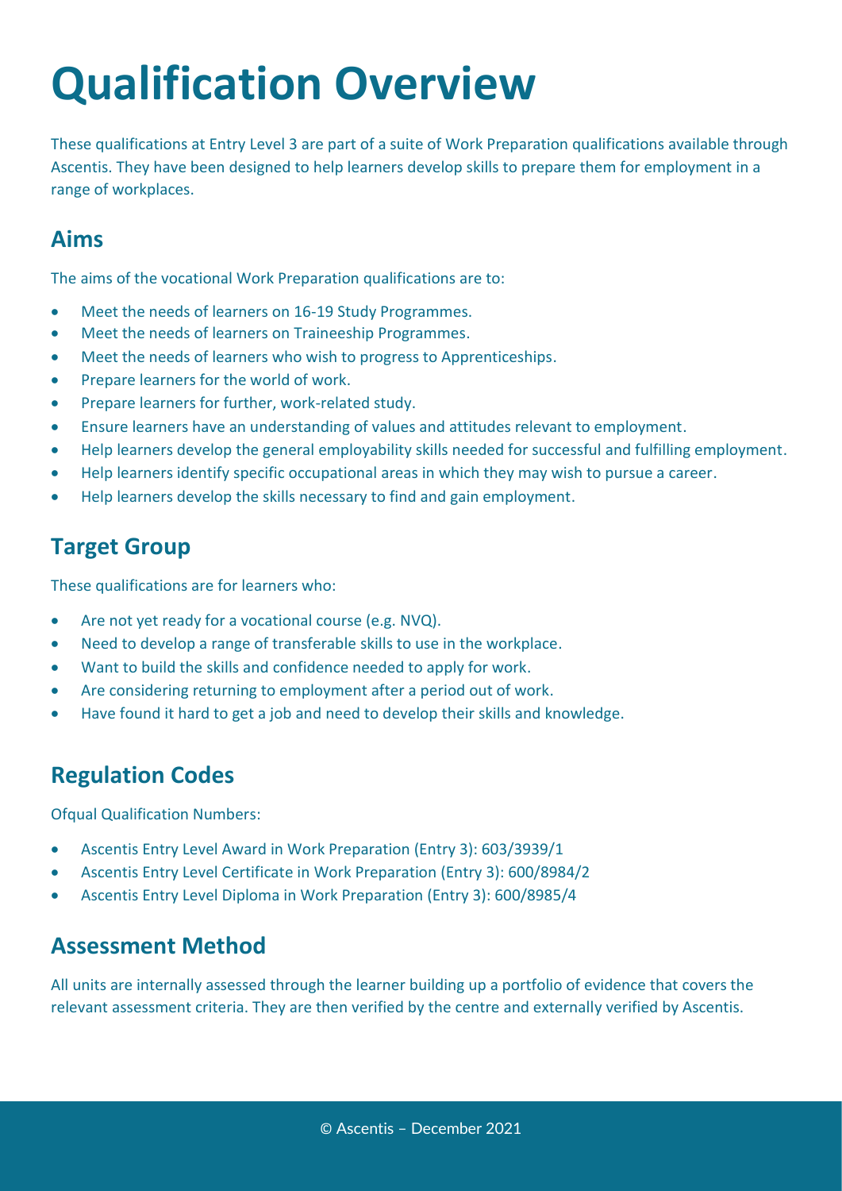# Qualification Overview

These qualifications at Entry Level 3 are part of a suite of Work Preparation qualifications available through Ascentis. They have been designed to help learners develop skills to prepare them for employment in a range of workplaces.

## Aims

The aims of the vocational Work Preparation qualifications are to:

- Meet the needs of learners on 16-19 Study Programmes.
- Meet the needs of learners on Traineeship Programmes.
- Meet the needs of learners who wish to progress to Apprenticeships.
- Prepare learners for the world of work.
- Prepare learners for further, work-related study.
- Ensure learners have an understanding of values and attitudes relevant to employment.
- Help learners develop the general employability skills needed for successful and fulfilling employment.
- Help learners identify specific occupational areas in which they may wish to pursue a career.
- Help learners develop the skills necessary to find and gain employment.

## Target Group

These qualifications are for learners who:

- Are not yet ready for a vocational course (e.g. NVQ).
- Need to develop a range of transferable skills to use in the workplace.
- Want to build the skills and confidence needed to apply for work.
- Are considering returning to employment after a period out of work.
- Have found it hard to get a job and need to develop their skills and knowledge.

## Regulation Codes

Ofqual Qualification Numbers:

- Ascentis Entry Level Award in Work Preparation (Entry 3): 603/3939/1
- Ascentis Entry Level Certificate in Work Preparation (Entry 3): 600/8984/2
- Ascentis Entry Level Diploma in Work Preparation (Entry 3): 600/8985/4

## Assessment Method

All units are internally assessed through the learner building up a portfolio of evidence that covers the relevant assessment criteria. They are then verified by the centre and externally verified by Ascentis.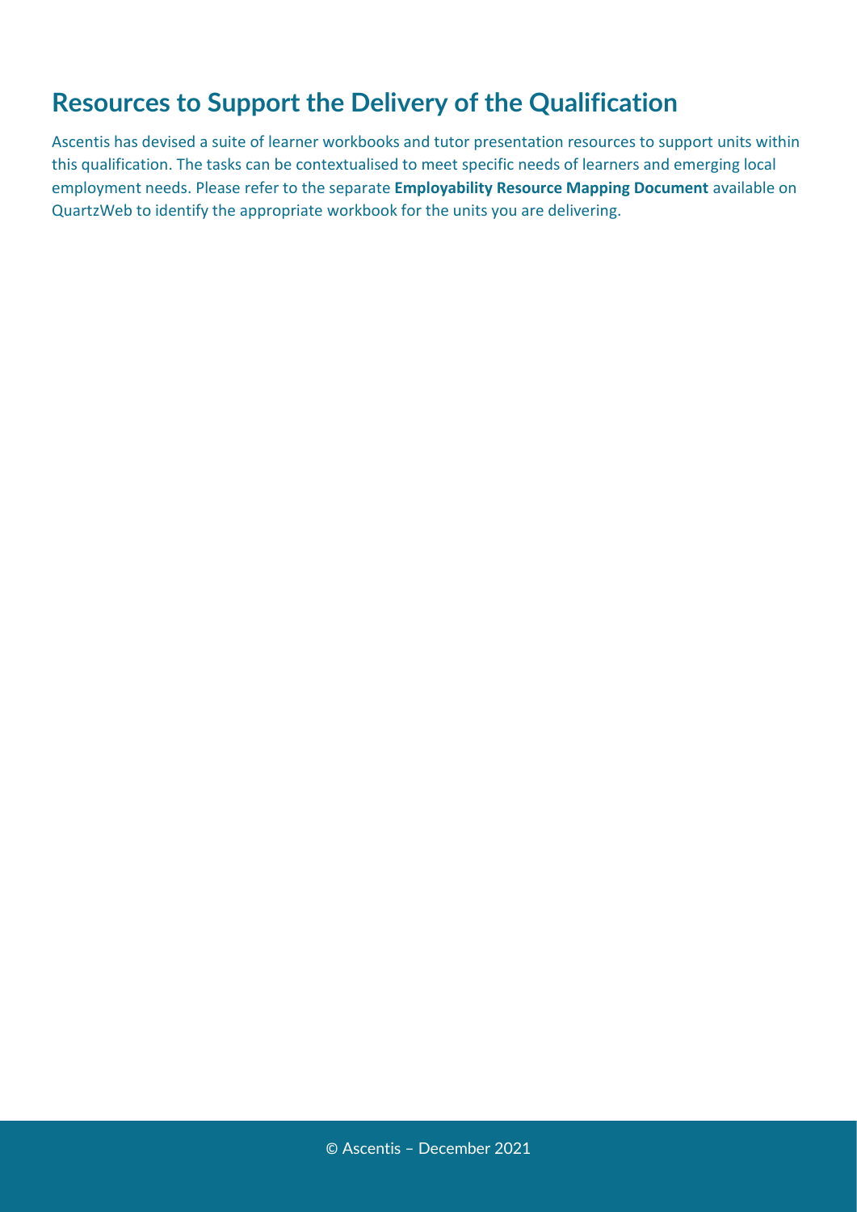## Resources to Support the Delivery of the Qualification

Ascentis has devised a suite of learner workbooks and tutor presentation resources to support units within this qualification. The tasks can be contextualised to meet specific needs of learners and emerging local employment needs. Please refer to the separate **Employability Resource Mapping Document** available on QuartzWeb to identify the appropriate workbook for the units you are delivering.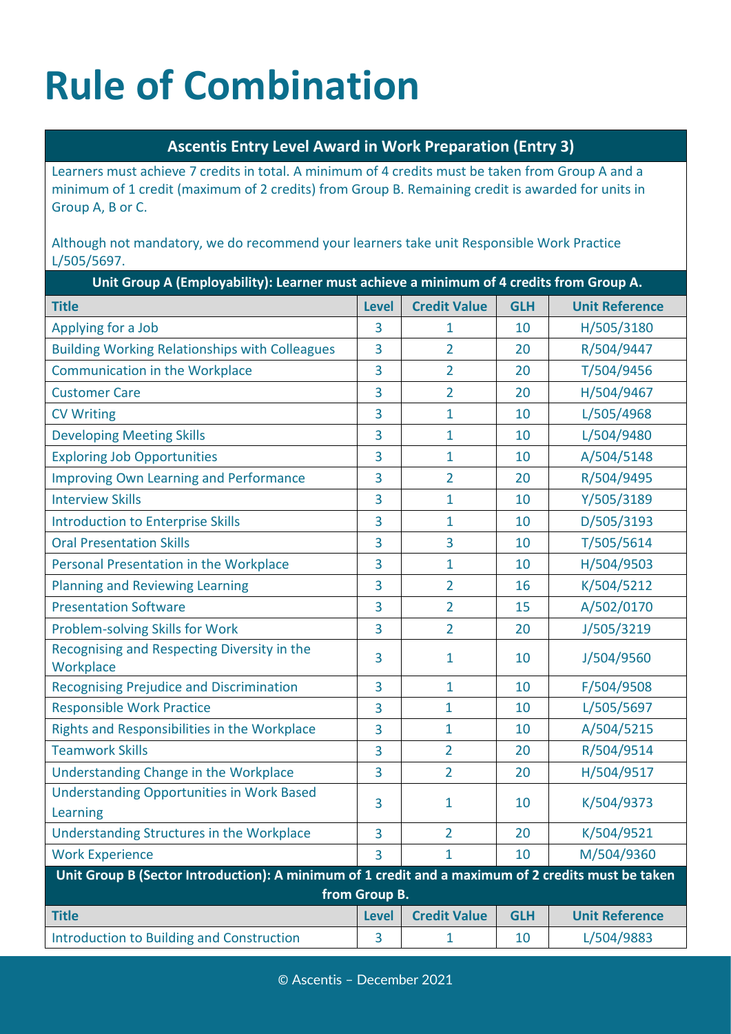# Rule of Combination

| **Ascentis Entry Level Award in Work Preparation (Entry 3)** | | | | |
|---|---|---|---|---|
| Learners must achieve 7 credits in total. A minimum of 4 credits must be taken from Group A and a minimum of 1 credit (maximum of 2 credits) from Group B. Remaining credit is awarded for units in Group A, B or C.<br><br>Although not mandatory, we do recommend your learners take unit Responsible Work Practice L/505/5697. | | | | |
| **Unit Group A (Employability): Learner must achieve a minimum of 4 credits from Group A.** | | | | |
| **Title** | **Level** | **Credit Value** | **GLH** | **Unit Reference** |
| Applying for a Job | 3 | 1 | 10 | H/505/3180 |
| Building Working Relationships with Colleagues | 3 | 2 | 20 | R/504/9447 |
| Communication in the Workplace | 3 | 2 | 20 | T/504/9456 |
| Customer Care | 3 | 2 | 20 | H/504/9467 |
| CV Writing | 3 | 1 | 10 | L/505/4968 |
| Developing Meeting Skills | 3 | 1 | 10 | L/504/9480 |
| Exploring Job Opportunities | 3 | 1 | 10 | A/504/5148 |
| Improving Own Learning and Performance | 3 | 2 | 20 | R/504/9495 |
| Interview Skills | 3 | 1 | 10 | Y/505/3189 |
| Introduction to Enterprise Skills | 3 | 1 | 10 | D/505/3193 |
| Oral Presentation Skills | 3 | 3 | 10 | T/505/5614 |
| Personal Presentation in the Workplace | 3 | 1 | 10 | H/504/9503 |
| Planning and Reviewing Learning | 3 | 2 | 16 | K/504/5212 |
| Presentation Software | 3 | 2 | 15 | A/502/0170 |
| Problem-solving Skills for Work | 3 | 2 | 20 | J/505/3219 |
| Recognising and Respecting Diversity in the Workplace | 3 | 1 | 10 | J/504/9560 |
| Recognising Prejudice and Discrimination | 3 | 1 | 10 | F/504/9508 |
| Responsible Work Practice | 3 | 1 | 10 | L/505/5697 |
| Rights and Responsibilities in the Workplace | 3 | 1 | 10 | A/504/5215 |
| Teamwork Skills | 3 | 2 | 20 | R/504/9514 |
| Understanding Change in the Workplace | 3 | 2 | 20 | H/504/9517 |
| Understanding Opportunities in Work Based Learning | 3 | 1 | 10 | K/504/9373 |
| Understanding Structures in the Workplace | 3 | 2 | 20 | K/504/9521 |
| Work Experience | 3 | 1 | 10 | M/504/9360 |
| **Unit Group B (Sector Introduction): A minimum of 1 credit and a maximum of 2 credits must be taken from Group B.** | | | | |
| **Title** | **Level** | **Credit Value** | **GLH** | **Unit Reference** |
| Introduction to Building and Construction | 3 | 1 | 10 | L/504/9883 |

© Ascentis – December 2021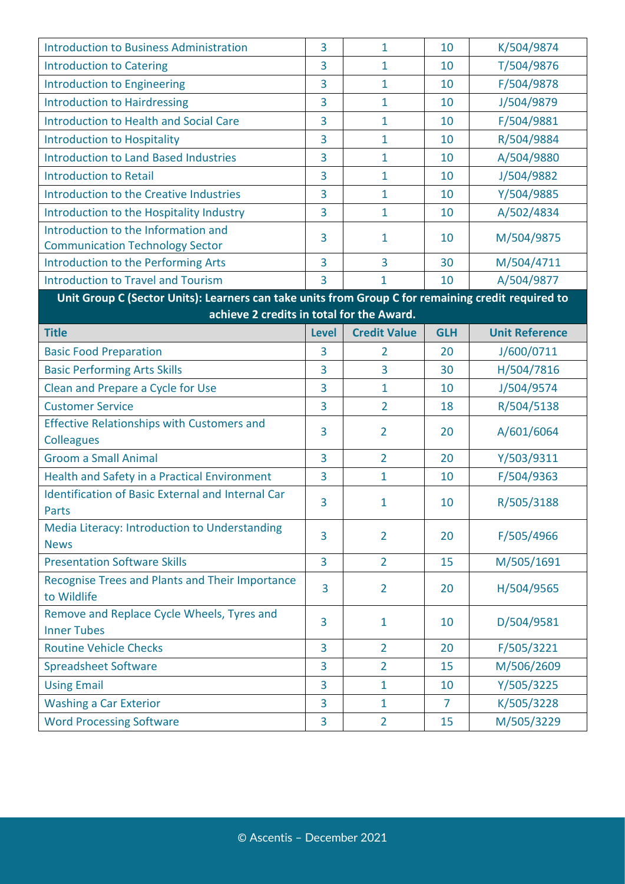| Title | Level | Credit Value | GLH | Unit Reference |
|---|---|---|---|---|
| Introduction to Business Administration | 3 | 1 | 10 | K/504/9874 |
| Introduction to Catering | 3 | 1 | 10 | T/504/9876 |
| Introduction to Engineering | 3 | 1 | 10 | F/504/9878 |
| Introduction to Hairdressing | 3 | 1 | 10 | J/504/9879 |
| Introduction to Health and Social Care | 3 | 1 | 10 | F/504/9881 |
| Introduction to Hospitality | 3 | 1 | 10 | R/504/9884 |
| Introduction to Land Based Industries | 3 | 1 | 10 | A/504/9880 |
| Introduction to Retail | 3 | 1 | 10 | J/504/9882 |
| Introduction to the Creative Industries | 3 | 1 | 10 | Y/504/9885 |
| Introduction to the Hospitality Industry | 3 | 1 | 10 | A/502/4834 |
| Introduction to the Information and Communication Technology Sector | 3 | 1 | 10 | M/504/9875 |
| Introduction to the Performing Arts | 3 | 3 | 30 | M/504/4711 |
| Introduction to Travel and Tourism | 3 | 1 | 10 | A/504/9877 |

**Unit Group C (Sector Units): Learners can take units from Group C for remaining credit required to achieve 2 credits in total for the Award.**

| Title | Level | Credit Value | GLH | Unit Reference |
|---|---|---|---|---|
| Basic Food Preparation | 3 | 2 | 20 | J/600/0711 |
| Basic Performing Arts Skills | 3 | 3 | 30 | H/504/7816 |
| Clean and Prepare a Cycle for Use | 3 | 1 | 10 | J/504/9574 |
| Customer Service | 3 | 2 | 18 | R/504/5138 |
| Effective Relationships with Customers and Colleagues | 3 | 2 | 20 | A/601/6064 |
| Groom a Small Animal | 3 | 2 | 20 | Y/503/9311 |
| Health and Safety in a Practical Environment | 3 | 1 | 10 | F/504/9363 |
| Identification of Basic External and Internal Car Parts | 3 | 1 | 10 | R/505/3188 |
| Media Literacy: Introduction to Understanding News | 3 | 2 | 20 | F/505/4966 |
| Presentation Software Skills | 3 | 2 | 15 | M/505/1691 |
| Recognise Trees and Plants and Their Importance to Wildlife | 3 | 2 | 20 | H/504/9565 |
| Remove and Replace Cycle Wheels, Tyres and Inner Tubes | 3 | 1 | 10 | D/504/9581 |
| Routine Vehicle Checks | 3 | 2 | 20 | F/505/3221 |
| Spreadsheet Software | 3 | 2 | 15 | M/506/2609 |
| Using Email | 3 | 1 | 10 | Y/505/3225 |
| Washing a Car Exterior | 3 | 1 | 7 | K/505/3228 |
| Word Processing Software | 3 | 2 | 15 | M/505/3229 |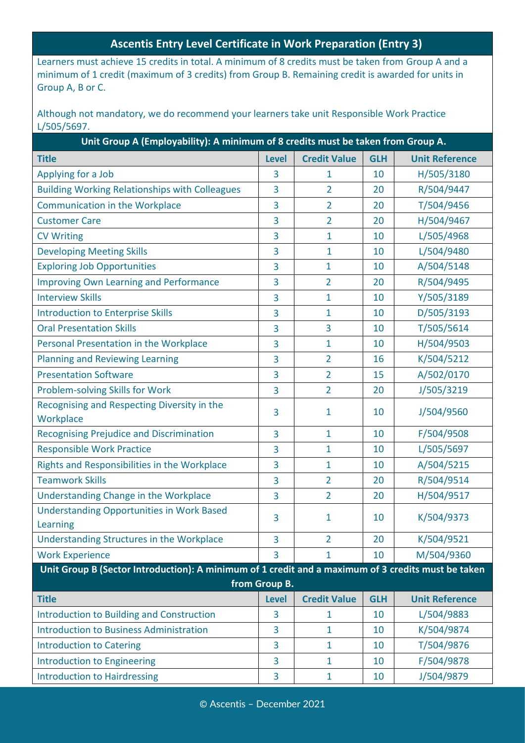## Ascentis Entry Level Certificate in Work Preparation (Entry 3)

Learners must achieve 15 credits in total. A minimum of 8 credits must be taken from Group A and a minimum of 1 credit (maximum of 3 credits) from Group B. Remaining credit is awarded for units in Group A, B or C.

Although not mandatory, we do recommend your learners take unit Responsible Work Practice L/505/5697.

**Unit Group A (Employability): A minimum of 8 credits must be taken from Group A.**

| Title | Level | Credit Value | GLH | Unit Reference |
|---|---|---|---|---|
| Applying for a Job | 3 | 1 | 10 | H/505/3180 |
| Building Working Relationships with Colleagues | 3 | 2 | 20 | R/504/9447 |
| Communication in the Workplace | 3 | 2 | 20 | T/504/9456 |
| Customer Care | 3 | 2 | 20 | H/504/9467 |
| CV Writing | 3 | 1 | 10 | L/505/4968 |
| Developing Meeting Skills | 3 | 1 | 10 | L/504/9480 |
| Exploring Job Opportunities | 3 | 1 | 10 | A/504/5148 |
| Improving Own Learning and Performance | 3 | 2 | 20 | R/504/9495 |
| Interview Skills | 3 | 1 | 10 | Y/505/3189 |
| Introduction to Enterprise Skills | 3 | 1 | 10 | D/505/3193 |
| Oral Presentation Skills | 3 | 3 | 10 | T/505/5614 |
| Personal Presentation in the Workplace | 3 | 1 | 10 | H/504/9503 |
| Planning and Reviewing Learning | 3 | 2 | 16 | K/504/5212 |
| Presentation Software | 3 | 2 | 15 | A/502/0170 |
| Problem-solving Skills for Work | 3 | 2 | 20 | J/505/3219 |
| Recognising and Respecting Diversity in the Workplace | 3 | 1 | 10 | J/504/9560 |
| Recognising Prejudice and Discrimination | 3 | 1 | 10 | F/504/9508 |
| Responsible Work Practice | 3 | 1 | 10 | L/505/5697 |
| Rights and Responsibilities in the Workplace | 3 | 1 | 10 | A/504/5215 |
| Teamwork Skills | 3 | 2 | 20 | R/504/9514 |
| Understanding Change in the Workplace | 3 | 2 | 20 | H/504/9517 |
| Understanding Opportunities in Work Based Learning | 3 | 1 | 10 | K/504/9373 |
| Understanding Structures in the Workplace | 3 | 2 | 20 | K/504/9521 |
| Work Experience | 3 | 1 | 10 | M/504/9360 |

**Unit Group B (Sector Introduction): A minimum of 1 credit and a maximum of 3 credits must be taken from Group B.**

| Title | Level | Credit Value | GLH | Unit Reference |
|---|---|---|---|---|
| Introduction to Building and Construction | 3 | 1 | 10 | L/504/9883 |
| Introduction to Business Administration | 3 | 1 | 10 | K/504/9874 |
| Introduction to Catering | 3 | 1 | 10 | T/504/9876 |
| Introduction to Engineering | 3 | 1 | 10 | F/504/9878 |
| Introduction to Hairdressing | 3 | 1 | 10 | J/504/9879 |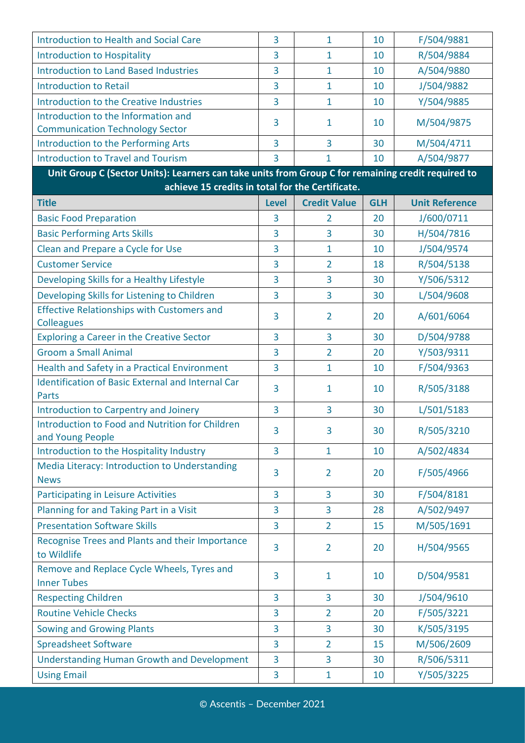| | | | | |
|---|---|---|---|---|
| Introduction to Health and Social Care | 3 | 1 | 10 | F/504/9881 |
| Introduction to Hospitality | 3 | 1 | 10 | R/504/9884 |
| Introduction to Land Based Industries | 3 | 1 | 10 | A/504/9880 |
| Introduction to Retail | 3 | 1 | 10 | J/504/9882 |
| Introduction to the Creative Industries | 3 | 1 | 10 | Y/504/9885 |
| Introduction to the Information and Communication Technology Sector | 3 | 1 | 10 | M/504/9875 |
| Introduction to the Performing Arts | 3 | 3 | 30 | M/504/4711 |
| Introduction to Travel and Tourism | 3 | 1 | 10 | A/504/9877 |

| **Unit Group C (Sector Units): Learners can take units from Group C for remaining credit required to achieve 15 credits in total for the Certificate.** | | | | |
|---|---|---|---|---|
| **Title** | **Level** | **Credit Value** | **GLH** | **Unit Reference** |
| Basic Food Preparation | 3 | 2 | 20 | J/600/0711 |
| Basic Performing Arts Skills | 3 | 3 | 30 | H/504/7816 |
| Clean and Prepare a Cycle for Use | 3 | 1 | 10 | J/504/9574 |
| Customer Service | 3 | 2 | 18 | R/504/5138 |
| Developing Skills for a Healthy Lifestyle | 3 | 3 | 30 | Y/506/5312 |
| Developing Skills for Listening to Children | 3 | 3 | 30 | L/504/9608 |
| Effective Relationships with Customers and Colleagues | 3 | 2 | 20 | A/601/6064 |
| Exploring a Career in the Creative Sector | 3 | 3 | 30 | D/504/9788 |
| Groom a Small Animal | 3 | 2 | 20 | Y/503/9311 |
| Health and Safety in a Practical Environment | 3 | 1 | 10 | F/504/9363 |
| Identification of Basic External and Internal Car Parts | 3 | 1 | 10 | R/505/3188 |
| Introduction to Carpentry and Joinery | 3 | 3 | 30 | L/501/5183 |
| Introduction to Food and Nutrition for Children and Young People | 3 | 3 | 30 | R/505/3210 |
| Introduction to the Hospitality Industry | 3 | 1 | 10 | A/502/4834 |
| Media Literacy: Introduction to Understanding News | 3 | 2 | 20 | F/505/4966 |
| Participating in Leisure Activities | 3 | 3 | 30 | F/504/8181 |
| Planning for and Taking Part in a Visit | 3 | 3 | 28 | A/502/9497 |
| Presentation Software Skills | 3 | 2 | 15 | M/505/1691 |
| Recognise Trees and Plants and their Importance to Wildlife | 3 | 2 | 20 | H/504/9565 |
| Remove and Replace Cycle Wheels, Tyres and Inner Tubes | 3 | 1 | 10 | D/504/9581 |
| Respecting Children | 3 | 3 | 30 | J/504/9610 |
| Routine Vehicle Checks | 3 | 2 | 20 | F/505/3221 |
| Sowing and Growing Plants | 3 | 3 | 30 | K/505/3195 |
| Spreadsheet Software | 3 | 2 | 15 | M/506/2609 |
| Understanding Human Growth and Development | 3 | 3 | 30 | R/506/5311 |
| Using Email | 3 | 1 | 10 | Y/505/3225 |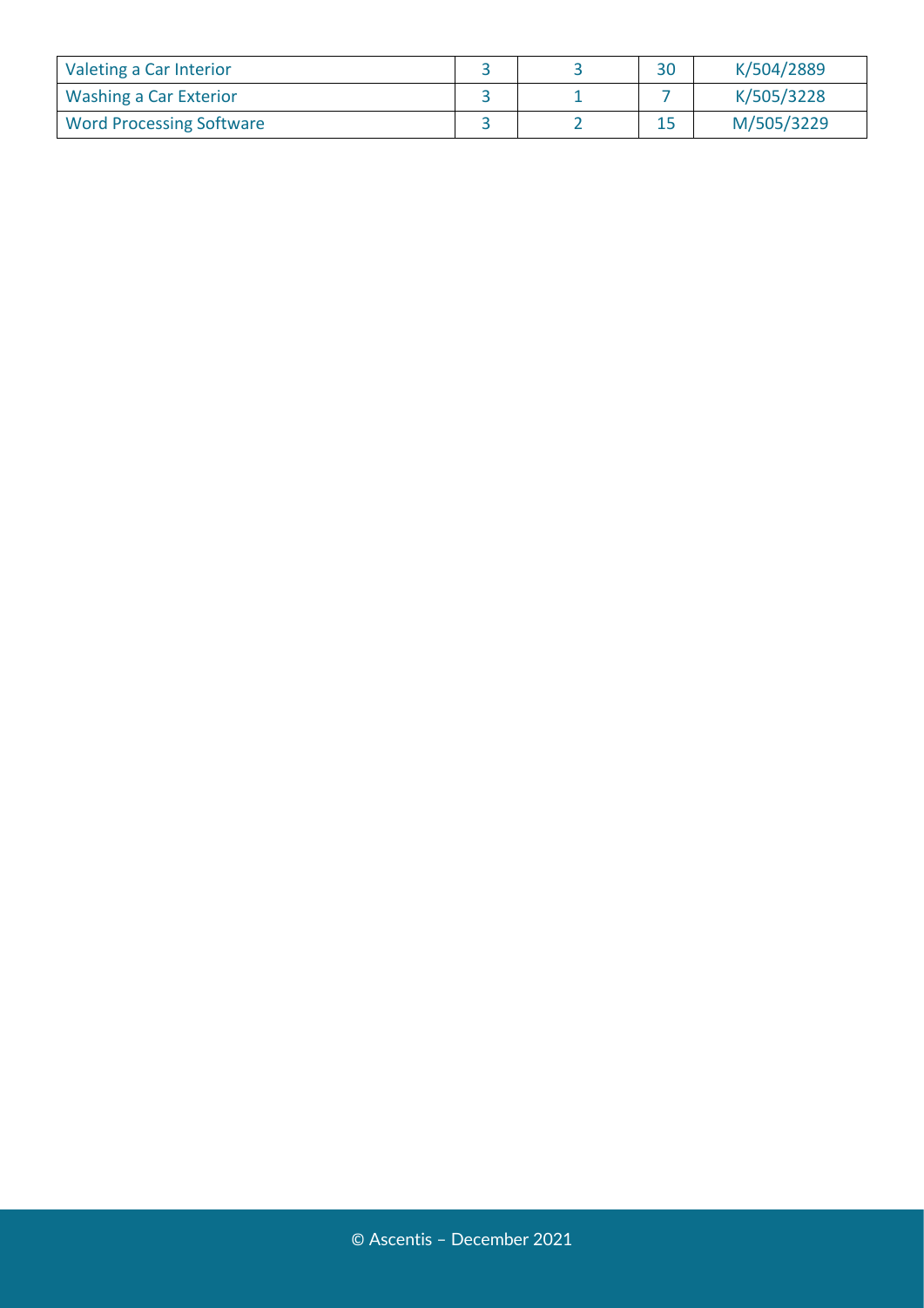| | | | | |
|---|---|---|---|---|
| Valeting a Car Interior | 3 | 3 | 30 | K/504/2889 |
| Washing a Car Exterior | 3 | 1 | 7 | K/505/3228 |
| Word Processing Software | 3 | 2 | 15 | M/505/3229 |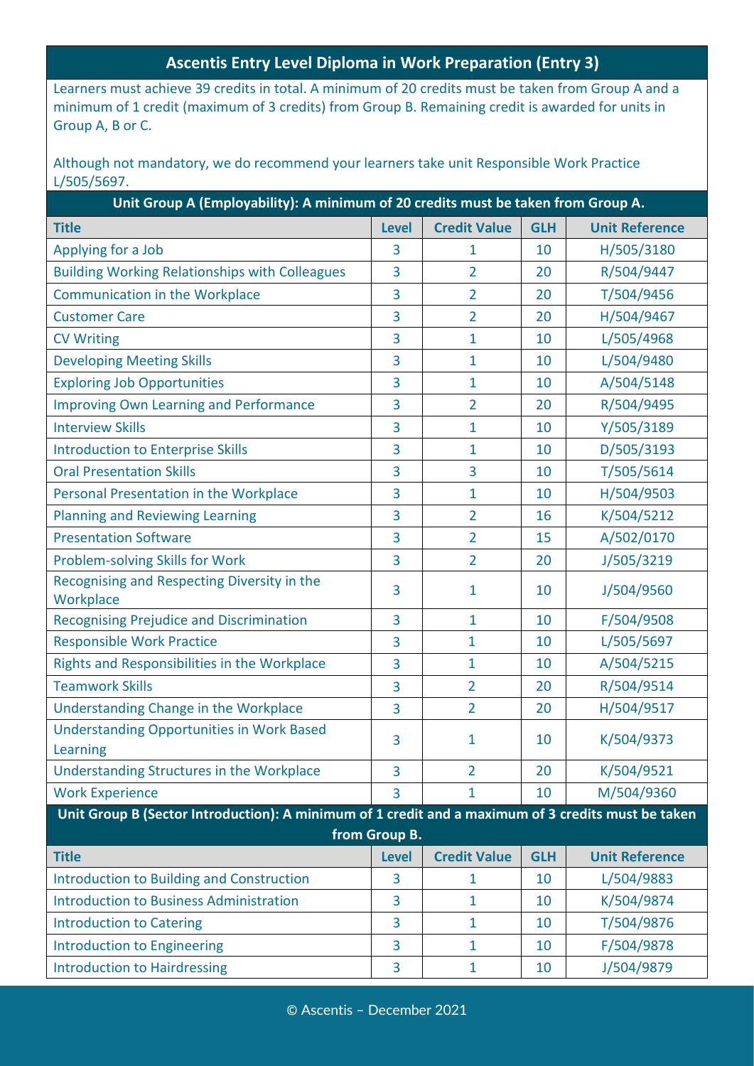## Ascentis Entry Level Diploma in Work Preparation (Entry 3)

Learners must achieve 39 credits in total. A minimum of 20 credits must be taken from Group A and a minimum of 1 credit (maximum of 3 credits) from Group B. Remaining credit is awarded for units in Group A, B or C.

Although not mandatory, we do recommend your learners take unit Responsible Work Practice L/505/5697.

| Unit Group A (Employability): A minimum of 20 credits must be taken from Group A. | | | | |
|---|---|---|---|---|
| **Title** | **Level** | **Credit Value** | **GLH** | **Unit Reference** |
| Applying for a Job | 3 | 1 | 10 | H/505/3180 |
| Building Working Relationships with Colleagues | 3 | 2 | 20 | R/504/9447 |
| Communication in the Workplace | 3 | 2 | 20 | T/504/9456 |
| Customer Care | 3 | 2 | 20 | H/504/9467 |
| CV Writing | 3 | 1 | 10 | L/505/4968 |
| Developing Meeting Skills | 3 | 1 | 10 | L/504/9480 |
| Exploring Job Opportunities | 3 | 1 | 10 | A/504/5148 |
| Improving Own Learning and Performance | 3 | 2 | 20 | R/504/9495 |
| Interview Skills | 3 | 1 | 10 | Y/505/3189 |
| Introduction to Enterprise Skills | 3 | 1 | 10 | D/505/3193 |
| Oral Presentation Skills | 3 | 3 | 10 | T/505/5614 |
| Personal Presentation in the Workplace | 3 | 1 | 10 | H/504/9503 |
| Planning and Reviewing Learning | 3 | 2 | 16 | K/504/5212 |
| Presentation Software | 3 | 2 | 15 | A/502/0170 |
| Problem-solving Skills for Work | 3 | 2 | 20 | J/505/3219 |
| Recognising and Respecting Diversity in the Workplace | 3 | 1 | 10 | J/504/9560 |
| Recognising Prejudice and Discrimination | 3 | 1 | 10 | F/504/9508 |
| Responsible Work Practice | 3 | 1 | 10 | L/505/5697 |
| Rights and Responsibilities in the Workplace | 3 | 1 | 10 | A/504/5215 |
| Teamwork Skills | 3 | 2 | 20 | R/504/9514 |
| Understanding Change in the Workplace | 3 | 2 | 20 | H/504/9517 |
| Understanding Opportunities in Work Based Learning | 3 | 1 | 10 | K/504/9373 |
| Understanding Structures in the Workplace | 3 | 2 | 20 | K/504/9521 |
| Work Experience | 3 | 1 | 10 | M/504/9360 |
| **Unit Group B (Sector Introduction): A minimum of 1 credit and a maximum of 3 credits must be taken from Group B.** | | | | |
| **Title** | **Level** | **Credit Value** | **GLH** | **Unit Reference** |
| Introduction to Building and Construction | 3 | 1 | 10 | L/504/9883 |
| Introduction to Business Administration | 3 | 1 | 10 | K/504/9874 |
| Introduction to Catering | 3 | 1 | 10 | T/504/9876 |
| Introduction to Engineering | 3 | 1 | 10 | F/504/9878 |
| Introduction to Hairdressing | 3 | 1 | 10 | J/504/9879 |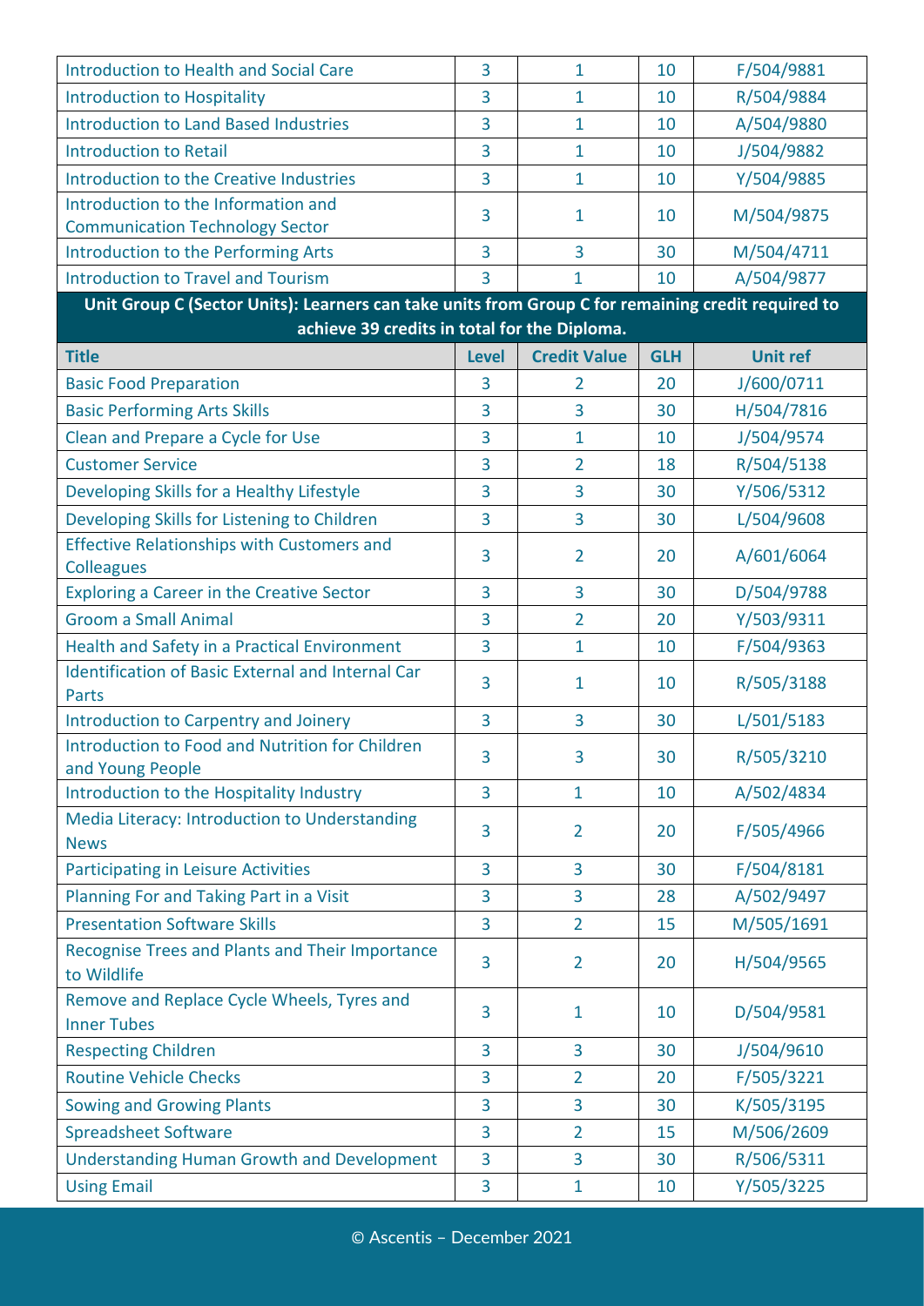| Introduction to Health and Social Care | 3 | 1 | 10 | F/504/9881 |
|---|---|---|---|---|
| Introduction to Hospitality | 3 | 1 | 10 | R/504/9884 |
| Introduction to Land Based Industries | 3 | 1 | 10 | A/504/9880 |
| Introduction to Retail | 3 | 1 | 10 | J/504/9882 |
| Introduction to the Creative Industries | 3 | 1 | 10 | Y/504/9885 |
| Introduction to the Information and Communication Technology Sector | 3 | 1 | 10 | M/504/9875 |
| Introduction to the Performing Arts | 3 | 3 | 30 | M/504/4711 |
| Introduction to Travel and Tourism | 3 | 1 | 10 | A/504/9877 |
| **Unit Group C (Sector Units): Learners can take units from Group C for remaining credit required to achieve 39 credits in total for the Diploma.** | | | | |
| **Title** | **Level** | **Credit Value** | **GLH** | **Unit ref** |
| Basic Food Preparation | 3 | 2 | 20 | J/600/0711 |
| Basic Performing Arts Skills | 3 | 3 | 30 | H/504/7816 |
| Clean and Prepare a Cycle for Use | 3 | 1 | 10 | J/504/9574 |
| Customer Service | 3 | 2 | 18 | R/504/5138 |
| Developing Skills for a Healthy Lifestyle | 3 | 3 | 30 | Y/506/5312 |
| Developing Skills for Listening to Children | 3 | 3 | 30 | L/504/9608 |
| Effective Relationships with Customers and Colleagues | 3 | 2 | 20 | A/601/6064 |
| Exploring a Career in the Creative Sector | 3 | 3 | 30 | D/504/9788 |
| Groom a Small Animal | 3 | 2 | 20 | Y/503/9311 |
| Health and Safety in a Practical Environment | 3 | 1 | 10 | F/504/9363 |
| Identification of Basic External and Internal Car Parts | 3 | 1 | 10 | R/505/3188 |
| Introduction to Carpentry and Joinery | 3 | 3 | 30 | L/501/5183 |
| Introduction to Food and Nutrition for Children and Young People | 3 | 3 | 30 | R/505/3210 |
| Introduction to the Hospitality Industry | 3 | 1 | 10 | A/502/4834 |
| Media Literacy: Introduction to Understanding News | 3 | 2 | 20 | F/505/4966 |
| Participating in Leisure Activities | 3 | 3 | 30 | F/504/8181 |
| Planning For and Taking Part in a Visit | 3 | 3 | 28 | A/502/9497 |
| Presentation Software Skills | 3 | 2 | 15 | M/505/1691 |
| Recognise Trees and Plants and Their Importance to Wildlife | 3 | 2 | 20 | H/504/9565 |
| Remove and Replace Cycle Wheels, Tyres and Inner Tubes | 3 | 1 | 10 | D/504/9581 |
| Respecting Children | 3 | 3 | 30 | J/504/9610 |
| Routine Vehicle Checks | 3 | 2 | 20 | F/505/3221 |
| Sowing and Growing Plants | 3 | 3 | 30 | K/505/3195 |
| Spreadsheet Software | 3 | 2 | 15 | M/506/2609 |
| Understanding Human Growth and Development | 3 | 3 | 30 | R/506/5311 |
| Using Email | 3 | 1 | 10 | Y/505/3225 |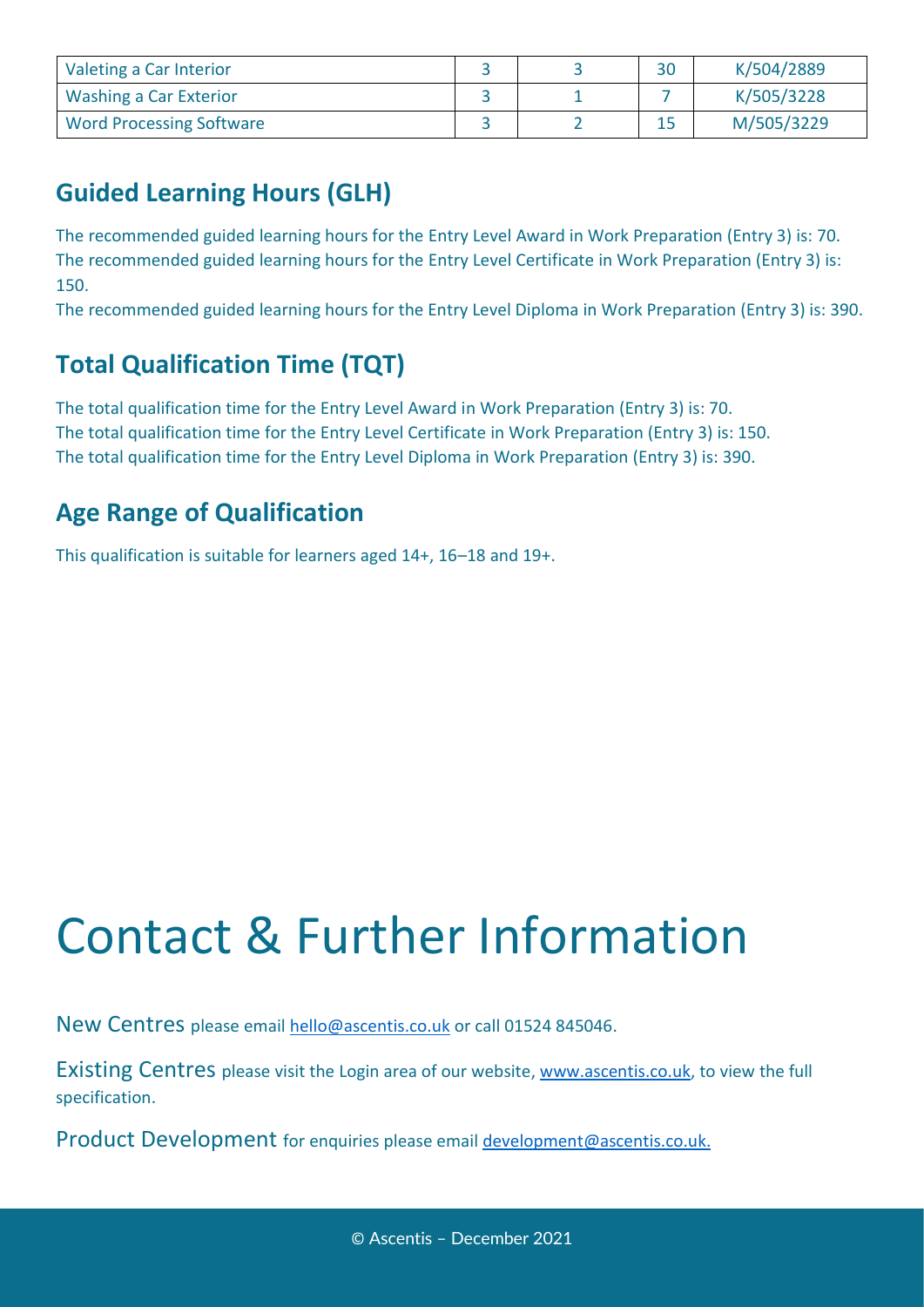| | | | | |
|---|---|---|---|---|
| Valeting a Car Interior | 3 | 3 | 30 | K/504/2889 |
| Washing a Car Exterior | 3 | 1 | 7 | K/505/3228 |
| Word Processing Software | 3 | 2 | 15 | M/505/3229 |

## Guided Learning Hours (GLH)

The recommended guided learning hours for the Entry Level Award in Work Preparation (Entry 3) is: 70.
The recommended guided learning hours for the Entry Level Certificate in Work Preparation (Entry 3) is: 150.
The recommended guided learning hours for the Entry Level Diploma in Work Preparation (Entry 3) is: 390.

## Total Qualification Time (TQT)

The total qualification time for the Entry Level Award in Work Preparation (Entry 3) is: 70.
The total qualification time for the Entry Level Certificate in Work Preparation (Entry 3) is: 150.
The total qualification time for the Entry Level Diploma in Work Preparation (Entry 3) is: 390.

## Age Range of Qualification

This qualification is suitable for learners aged 14+, 16–18 and 19+.

# Contact & Further Information

New Centres please email hello@ascentis.co.uk or call 01524 845046.

Existing Centres please visit the Login area of our website, www.ascentis.co.uk, to view the full specification.

Product Development for enquiries please email development@ascentis.co.uk.

© Ascentis – December 2021